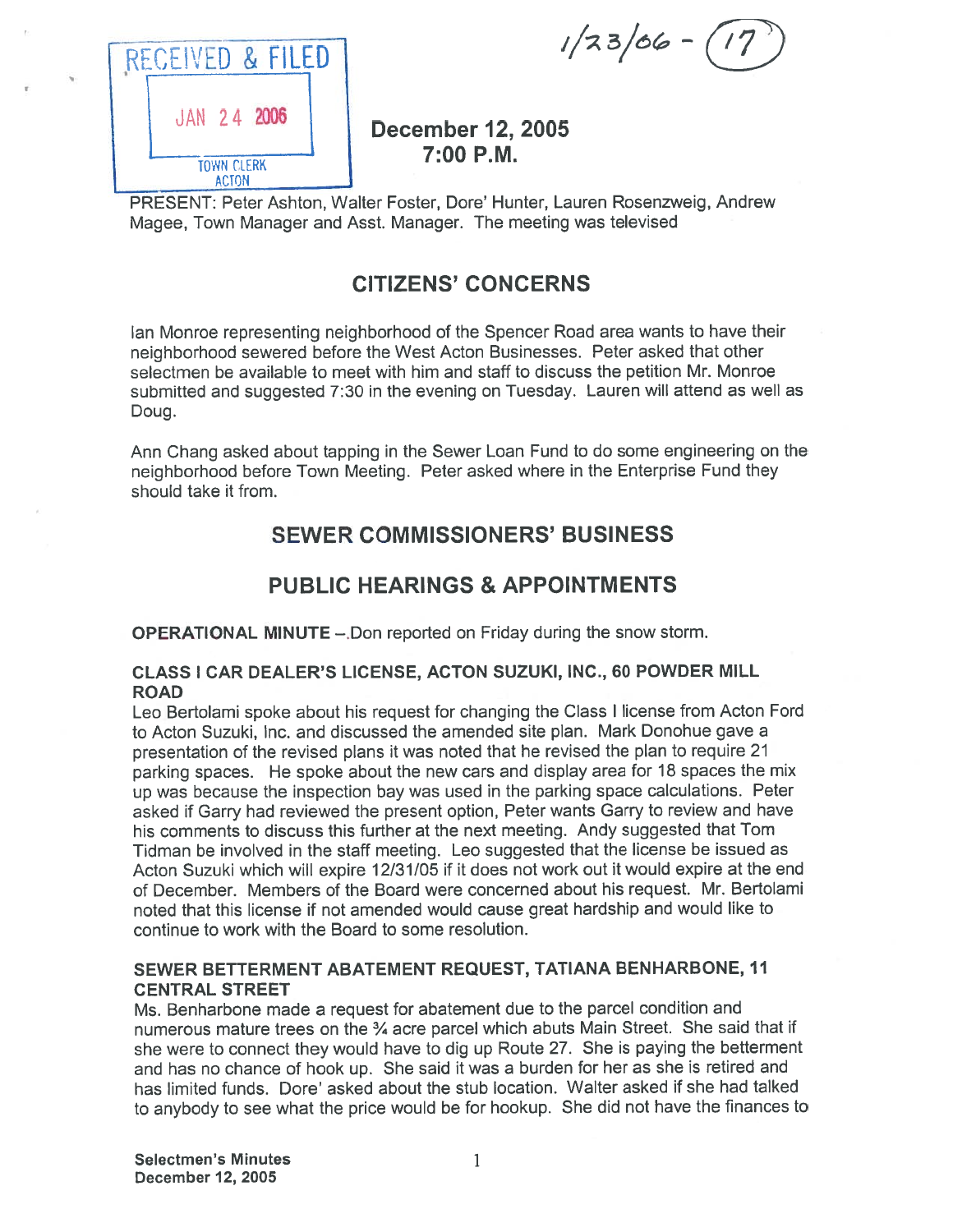RECEIVED & FILED

JAN 24 2006

TOWN CLERK
ACTON

1/23/06 - (17)

**December 12, 2005**
**7:00 P.M.**

PRESENT: Peter Ashton, Walter Foster, Dore' Hunter, Lauren Rosenzweig, Andrew Magee, Town Manager and Asst. Manager. The meeting was televised

## CITIZENS' CONCERNS

Ian Monroe representing neighborhood of the Spencer Road area wants to have their neighborhood sewered before the West Acton Businesses. Peter asked that other selectmen be available to meet with him and staff to discuss the petition Mr. Monroe submitted and suggested 7:30 in the evening on Tuesday. Lauren will attend as well as Doug.

Ann Chang asked about tapping in the Sewer Loan Fund to do some engineering on the neighborhood before Town Meeting. Peter asked where in the Enterprise Fund they should take it from.

## SEWER COMMISSIONERS' BUSINESS

## PUBLIC HEARINGS & APPOINTMENTS

**OPERATIONAL MINUTE** –.Don reported on Friday during the snow storm.

**CLASS I CAR DEALER'S LICENSE, ACTON SUZUKI, INC., 60 POWDER MILL ROAD**
Leo Bertolami spoke about his request for changing the Class I license from Acton Ford to Acton Suzuki, Inc. and discussed the amended site plan. Mark Donohue gave a presentation of the revised plans it was noted that he revised the plan to require 21 parking spaces. He spoke about the new cars and display area for 18 spaces the mix up was because the inspection bay was used in the parking space calculations. Peter asked if Garry had reviewed the present option, Peter wants Garry to review and have his comments to discuss this further at the next meeting. Andy suggested that Tom Tidman be involved in the staff meeting. Leo suggested that the license be issued as Acton Suzuki which will expire 12/31/05 if it does not work out it would expire at the end of December. Members of the Board were concerned about his request. Mr. Bertolami noted that this license if not amended would cause great hardship and would like to continue to work with the Board to some resolution.

**SEWER BETTERMENT ABATEMENT REQUEST, TATIANA BENHARBONE, 11 CENTRAL STREET**
Ms. Benharbone made a request for abatement due to the parcel condition and numerous mature trees on the ¾ acre parcel which abuts Main Street. She said that if she were to connect they would have to dig up Route 27. She is paying the betterment and has no chance of hook up. She said it was a burden for her as she is retired and has limited funds. Dore' asked about the stub location. Walter asked if she had talked to anybody to see what the price would be for hookup. She did not have the finances to

Selectmen's Minutes
December 12, 2005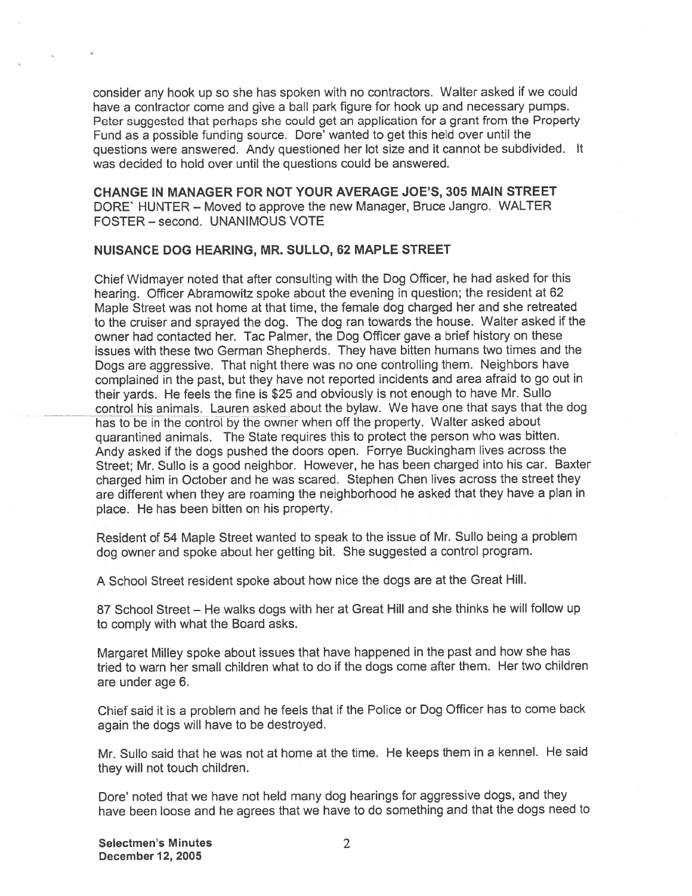consider any hook up so she has spoken with no contractors. Walter asked if we could have a contractor come and give a ball park figure for hook up and necessary pumps. Peter suggested that perhaps she could get an application for a grant from the Property Fund as a possible funding source. Dore' wanted to get this held over until the questions were answered. Andy questioned her lot size and it cannot be subdivided. It was decided to hold over until the questions could be answered.

**CHANGE IN MANAGER FOR NOT YOUR AVERAGE JOE'S, 305 MAIN STREET**
DORE` HUNTER – Moved to approve the new Manager, Bruce Jangro. WALTER FOSTER – second. UNANIMOUS VOTE

**NUISANCE DOG HEARING, MR. SULLO, 62 MAPLE STREET**

Chief Widmayer noted that after consulting with the Dog Officer, he had asked for this hearing. Officer Abramowitz spoke about the evening in question; the resident at 62 Maple Street was not home at that time, the female dog charged her and she retreated to the cruiser and sprayed the dog. The dog ran towards the house. Walter asked if the owner had contacted her. Tac Palmer, the Dog Officer gave a brief history on these issues with these two German Shepherds. They have bitten humans two times and the Dogs are aggressive. That night there was no one controlling them. Neighbors have complained in the past, but they have not reported incidents and area afraid to go out in their yards. He feels the fine is $25 and obviously is not enough to have Mr. Sullo control his animals. Lauren asked about the bylaw. We have one that says that the dog has to be in the control by the owner when off the property. Walter asked about quarantined animals. The State requires this to protect the person who was bitten. Andy asked if the dogs pushed the doors open. Forrye Buckingham lives across the Street; Mr. Sullo is a good neighbor. However, he has been charged into his car. Baxter charged him in October and he was scared. Stephen Chen lives across the street they are different when they are roaming the neighborhood he asked that they have a plan in place. He has been bitten on his property.

Resident of 54 Maple Street wanted to speak to the issue of Mr. Sullo being a problem dog owner and spoke about her getting bit. She suggested a control program.

A School Street resident spoke about how nice the dogs are at the Great Hill.

87 School Street – He walks dogs with her at Great Hill and she thinks he will follow up to comply with what the Board asks.

Margaret Milley spoke about issues that have happened in the past and how she has tried to warn her small children what to do if the dogs come after them. Her two children are under age 6.

Chief said it is a problem and he feels that if the Police or Dog Officer has to come back again the dogs will have to be destroyed.

Mr. Sullo said that he was not at home at the time. He keeps them in a kennel. He said they will not touch children.

Dore' noted that we have not held many dog hearings for aggressive dogs, and they have been loose and he agrees that we have to do something and that the dogs need to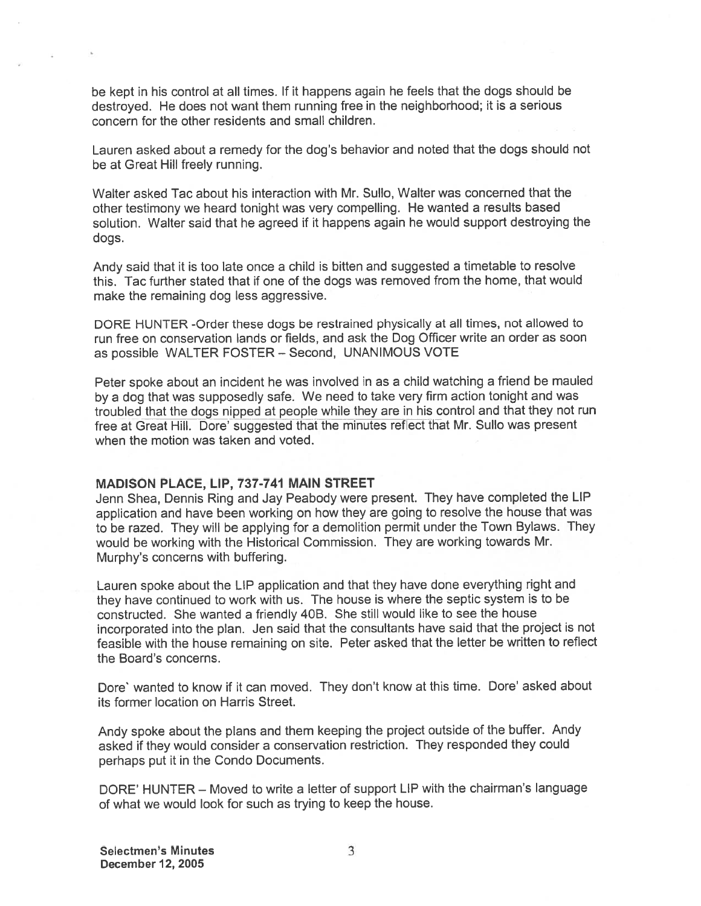be kept in his control at all times. If it happens again he feels that the dogs should be destroyed. He does not want them running free in the neighborhood; it is a serious concern for the other residents and small children.

Lauren asked about a remedy for the dog's behavior and noted that the dogs should not be at Great Hill freely running.

Walter asked Tac about his interaction with Mr. Sullo, Walter was concerned that the other testimony we heard tonight was very compelling. He wanted a results based solution. Walter said that he agreed if it happens again he would support destroying the dogs.

Andy said that it is too late once a child is bitten and suggested a timetable to resolve this. Tac further stated that if one of the dogs was removed from the home, that would make the remaining dog less aggressive.

DORE HUNTER -Order these dogs be restrained physically at all times, not allowed to run free on conservation lands or fields, and ask the Dog Officer write an order as soon as possible WALTER FOSTER – Second, UNANIMOUS VOTE

Peter spoke about an incident he was involved in as a child watching a friend be mauled by a dog that was supposedly safe. We need to take very firm action tonight and was troubled that the dogs nipped at people while they are in his control and that they not run free at Great Hill. Dore' suggested that the minutes reflect that Mr. Sullo was present when the motion was taken and voted.

**MADISON PLACE, LIP, 737-741 MAIN STREET**

Jenn Shea, Dennis Ring and Jay Peabody were present. They have completed the LIP application and have been working on how they are going to resolve the house that was to be razed. They will be applying for a demolition permit under the Town Bylaws. They would be working with the Historical Commission. They are working towards Mr. Murphy's concerns with buffering.

Lauren spoke about the LIP application and that they have done everything right and they have continued to work with us. The house is where the septic system is to be constructed. She wanted a friendly 40B. She still would like to see the house incorporated into the plan. Jen said that the consultants have said that the project is not feasible with the house remaining on site. Peter asked that the letter be written to reflect the Board's concerns.

Dore` wanted to know if it can moved. They don't know at this time. Dore' asked about its former location on Harris Street.

Andy spoke about the plans and them keeping the project outside of the buffer. Andy asked if they would consider a conservation restriction. They responded they could perhaps put it in the Condo Documents.

DORE' HUNTER – Moved to write a letter of support LIP with the chairman's language of what we would look for such as trying to keep the house.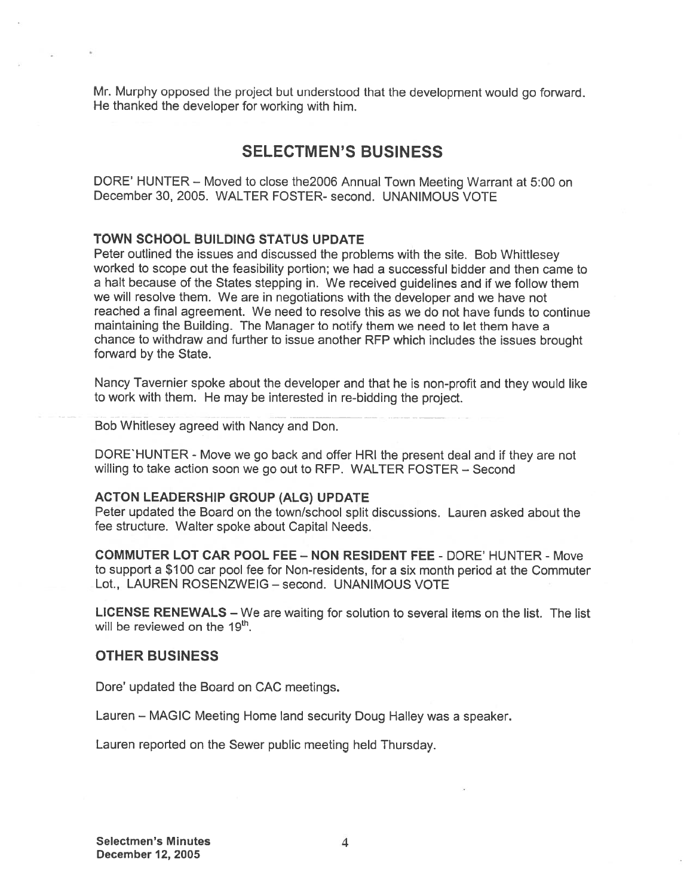Mr. Murphy opposed the project but understood that the development would go forward. He thanked the developer for working with him.

## SELECTMEN'S BUSINESS

DORE' HUNTER – Moved to close the2006 Annual Town Meeting Warrant at 5:00 on December 30, 2005. WALTER FOSTER- second. UNANIMOUS VOTE

**TOWN SCHOOL BUILDING STATUS UPDATE**

Peter outlined the issues and discussed the problems with the site. Bob Whittlesey worked to scope out the feasibility portion; we had a successful bidder and then came to a halt because of the States stepping in. We received guidelines and if we follow them we will resolve them. We are in negotiations with the developer and we have not reached a final agreement. We need to resolve this as we do not have funds to continue maintaining the Building. The Manager to notify them we need to let them have a chance to withdraw and further to issue another RFP which includes the issues brought forward by the State.

Nancy Tavernier spoke about the developer and that he is non-profit and they would like to work with them. He may be interested in re-bidding the project.

Bob Whitlesey agreed with Nancy and Don.

DORE`HUNTER - Move we go back and offer HRI the present deal and if they are not willing to take action soon we go out to RFP. WALTER FOSTER – Second

**ACTON LEADERSHIP GROUP (ALG) UPDATE**

Peter updated the Board on the town/school split discussions. Lauren asked about the fee structure. Walter spoke about Capital Needs.

**COMMUTER LOT CAR POOL FEE – NON RESIDENT FEE** - DORE' HUNTER - Move to support a $100 car pool fee for Non-residents, for a six month period at the Commuter Lot., LAUREN ROSENZWEIG – second. UNANIMOUS VOTE

**LICENSE RENEWALS** – We are waiting for solution to several items on the list. The list will be reviewed on the 19th.

### OTHER BUSINESS

Dore' updated the Board on CAC meetings.

Lauren – MAGIC Meeting Home land security Doug Halley was a speaker.

Lauren reported on the Sewer public meeting held Thursday.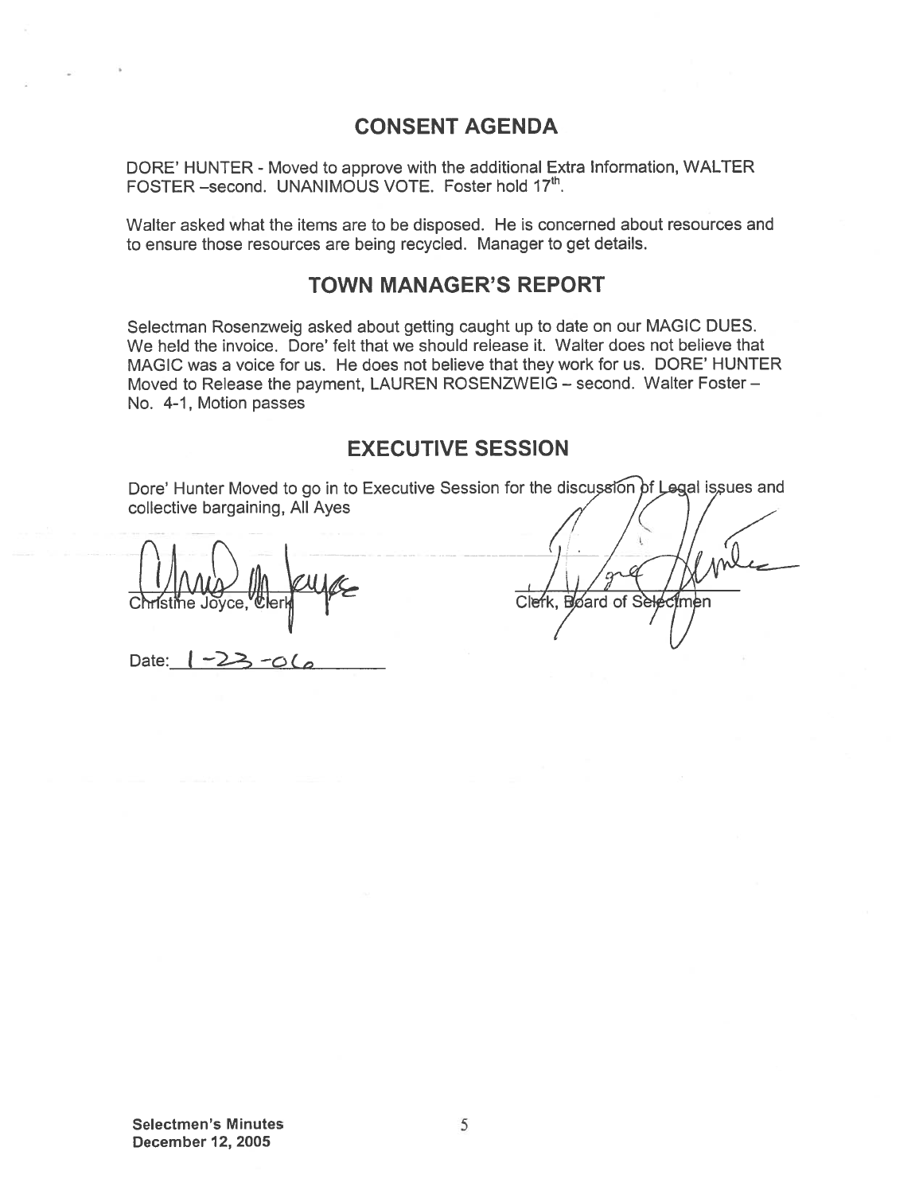## CONSENT AGENDA

DORE' HUNTER - Moved to approve with the additional Extra Information, WALTER FOSTER –second. UNANIMOUS VOTE. Foster hold 17th.

Walter asked what the items are to be disposed. He is concerned about resources and to ensure those resources are being recycled. Manager to get details.

## TOWN MANAGER'S REPORT

Selectman Rosenzweig asked about getting caught up to date on our MAGIC DUES. We held the invoice. Dore' felt that we should release it. Walter does not believe that MAGIC was a voice for us. He does not believe that they work for us. DORE' HUNTER Moved to Release the payment, LAUREN ROSENZWEIG – second. Walter Foster – No. 4-1, Motion passes

## EXECUTIVE SESSION

Dore' Hunter Moved to go in to Executive Session for the discussion of Legal issues and collective bargaining, All Ayes

Christine Joyce, Clerk

Clerk, Board of Selectmen

Date: 1-23-06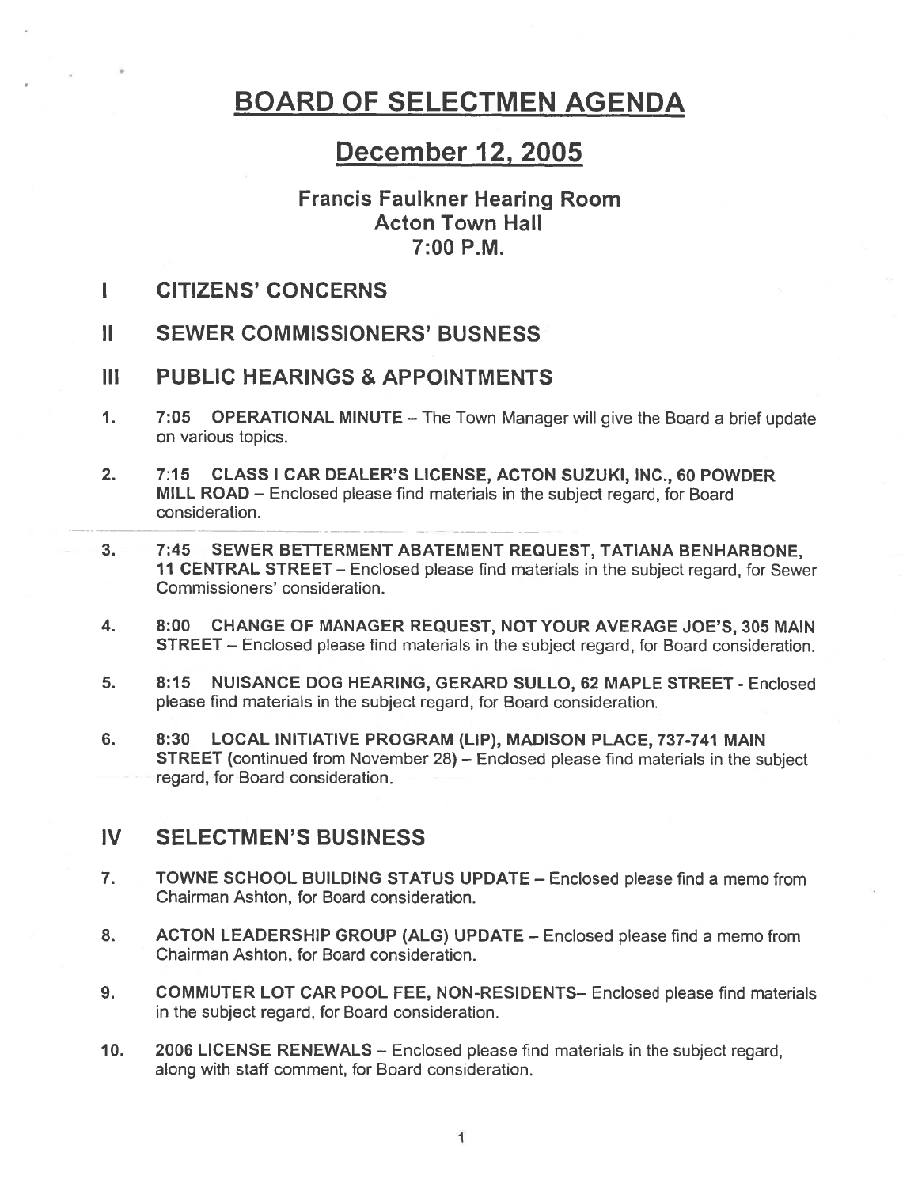# BOARD OF SELECTMEN AGENDA

## December 12, 2005

### Francis Faulkner Hearing Room
### Acton Town Hall
### 7:00 P.M.

## I CITIZENS' CONCERNS

## II SEWER COMMISSIONERS' BUSNESS

## III PUBLIC HEARINGS & APPOINTMENTS

1. 7:05 **OPERATIONAL MINUTE** – The Town Manager will give the Board a brief update on various topics.

2. 7:15 **CLASS I CAR DEALER'S LICENSE, ACTON SUZUKI, INC., 60 POWDER MILL ROAD** – Enclosed please find materials in the subject regard, for Board consideration.

3. 7:45 **SEWER BETTERMENT ABATEMENT REQUEST, TATIANA BENHARBONE, 11 CENTRAL STREET** – Enclosed please find materials in the subject regard, for Sewer Commissioners' consideration.

4. 8:00 **CHANGE OF MANAGER REQUEST, NOT YOUR AVERAGE JOE'S, 305 MAIN STREET** – Enclosed please find materials in the subject regard, for Board consideration.

5. 8:15 **NUISANCE DOG HEARING, GERARD SULLO, 62 MAPLE STREET** - Enclosed please find materials in the subject regard, for Board consideration.

6. 8:30 **LOCAL INITIATIVE PROGRAM (LIP), MADISON PLACE, 737-741 MAIN STREET** (continued from November 28) – Enclosed please find materials in the subject regard, for Board consideration.

## IV SELECTMEN'S BUSINESS

7. **TOWNE SCHOOL BUILDING STATUS UPDATE** – Enclosed please find a memo from Chairman Ashton, for Board consideration.

8. **ACTON LEADERSHIP GROUP (ALG) UPDATE** – Enclosed please find a memo from Chairman Ashton, for Board consideration.

9. **COMMUTER LOT CAR POOL FEE, NON-RESIDENTS**– Enclosed please find materials in the subject regard, for Board consideration.

10. **2006 LICENSE RENEWALS** – Enclosed please find materials in the subject regard, along with staff comment, for Board consideration.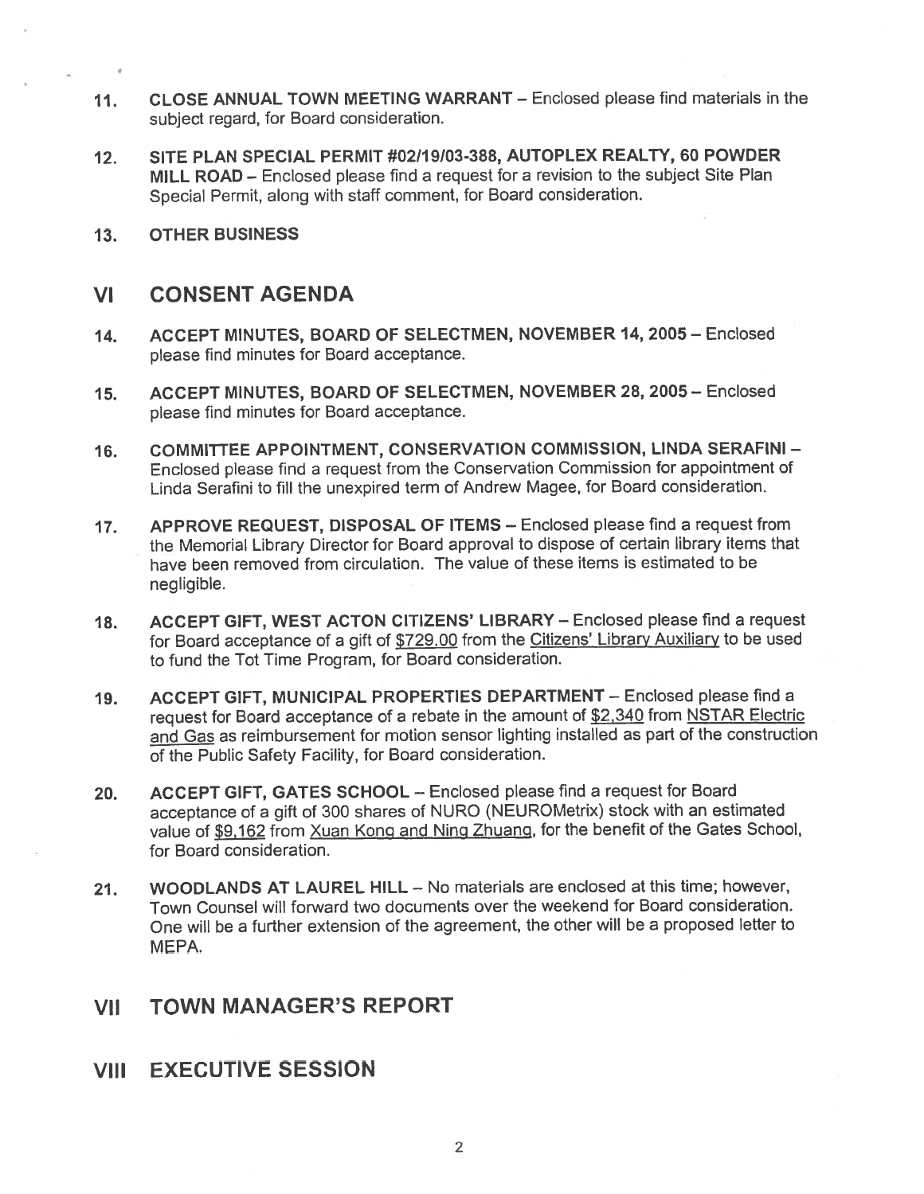11. **CLOSE ANNUAL TOWN MEETING WARRANT** – Enclosed please find materials in the subject regard, for Board consideration.

12. **SITE PLAN SPECIAL PERMIT #02/19/03-388, AUTOPLEX REALTY, 60 POWDER MILL ROAD** – Enclosed please find a request for a revision to the subject Site Plan Special Permit, along with staff comment, for Board consideration.

13. **OTHER BUSINESS**

## VI CONSENT AGENDA

14. **ACCEPT MINUTES, BOARD OF SELECTMEN, NOVEMBER 14, 2005** – Enclosed please find minutes for Board acceptance.

15. **ACCEPT MINUTES, BOARD OF SELECTMEN, NOVEMBER 28, 2005** – Enclosed please find minutes for Board acceptance.

16. **COMMITTEE APPOINTMENT, CONSERVATION COMMISSION, LINDA SERAFINI** – Enclosed please find a request from the Conservation Commission for appointment of Linda Serafini to fill the unexpired term of Andrew Magee, for Board consideration.

17. **APPROVE REQUEST, DISPOSAL OF ITEMS** – Enclosed please find a request from the Memorial Library Director for Board approval to dispose of certain library items that have been removed from circulation. The value of these items is estimated to be negligible.

18. **ACCEPT GIFT, WEST ACTON CITIZENS' LIBRARY** – Enclosed please find a request for Board acceptance of a gift of $729.00 from the Citizens' Library Auxiliary to be used to fund the Tot Time Program, for Board consideration.

19. **ACCEPT GIFT, MUNICIPAL PROPERTIES DEPARTMENT** – Enclosed please find a request for Board acceptance of a rebate in the amount of $2,340 from NSTAR Electric and Gas as reimbursement for motion sensor lighting installed as part of the construction of the Public Safety Facility, for Board consideration.

20. **ACCEPT GIFT, GATES SCHOOL** – Enclosed please find a request for Board acceptance of a gift of 300 shares of NURO (NEUROMetrix) stock with an estimated value of $9,162 from Xuan Kong and Ning Zhuang, for the benefit of the Gates School, for Board consideration.

21. **WOODLANDS AT LAUREL HILL** – No materials are enclosed at this time; however, Town Counsel will forward two documents over the weekend for Board consideration. One will be a further extension of the agreement, the other will be a proposed letter to MEPA.

## VII TOWN MANAGER'S REPORT

## VIII EXECUTIVE SESSION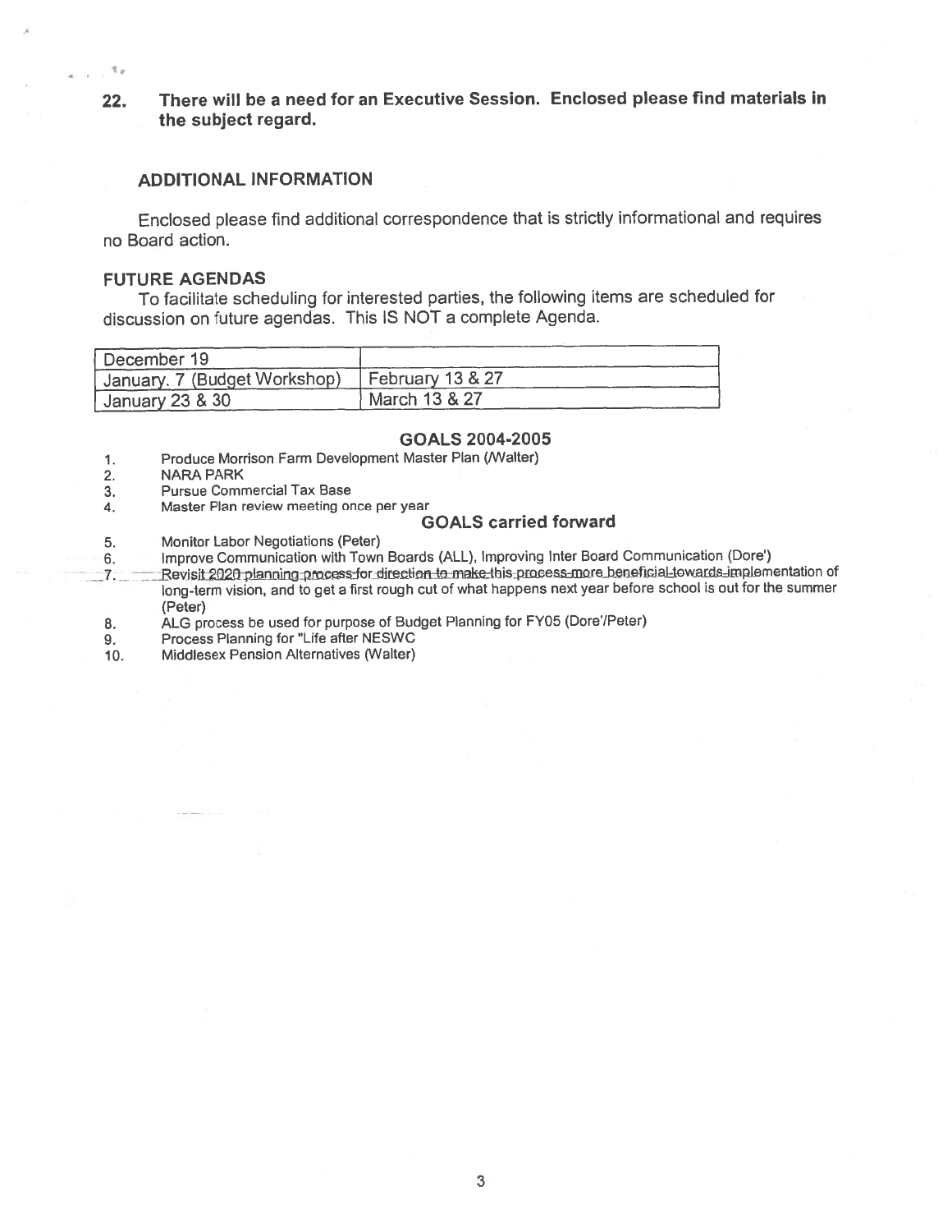**22. There will be a need for an Executive Session. Enclosed please find materials in the subject regard.**

## ADDITIONAL INFORMATION

Enclosed please find additional correspondence that is strictly informational and requires no Board action.

## FUTURE AGENDAS

To facilitate scheduling for interested parties, the following items are scheduled for discussion on future agendas. This IS NOT a complete Agenda.

| | |
|---|---|
| December 19 | |
| January. 7 (Budget Workshop) | February 13 & 27 |
| January 23 & 30 | March 13 & 27 |

## GOALS 2004-2005

1. Produce Morrison Farm Development Master Plan (/Walter)
2. NARA PARK
3. Pursue Commercial Tax Base
4. Master Plan review meeting once per year

## GOALS carried forward

5. Monitor Labor Negotiations (Peter)
6. Improve Communication with Town Boards (ALL), Improving Inter Board Communication (Dore')
7. Revisit 2020 planning process for direction to make this process more beneficial towards implementation of long-term vision, and to get a first rough cut of what happens next year before school is out for the summer (Peter)
8. ALG process be used for purpose of Budget Planning for FY05 (Dore'/Peter)
9. Process Planning for "Life after NESWC
10. Middlesex Pension Alternatives (Walter)